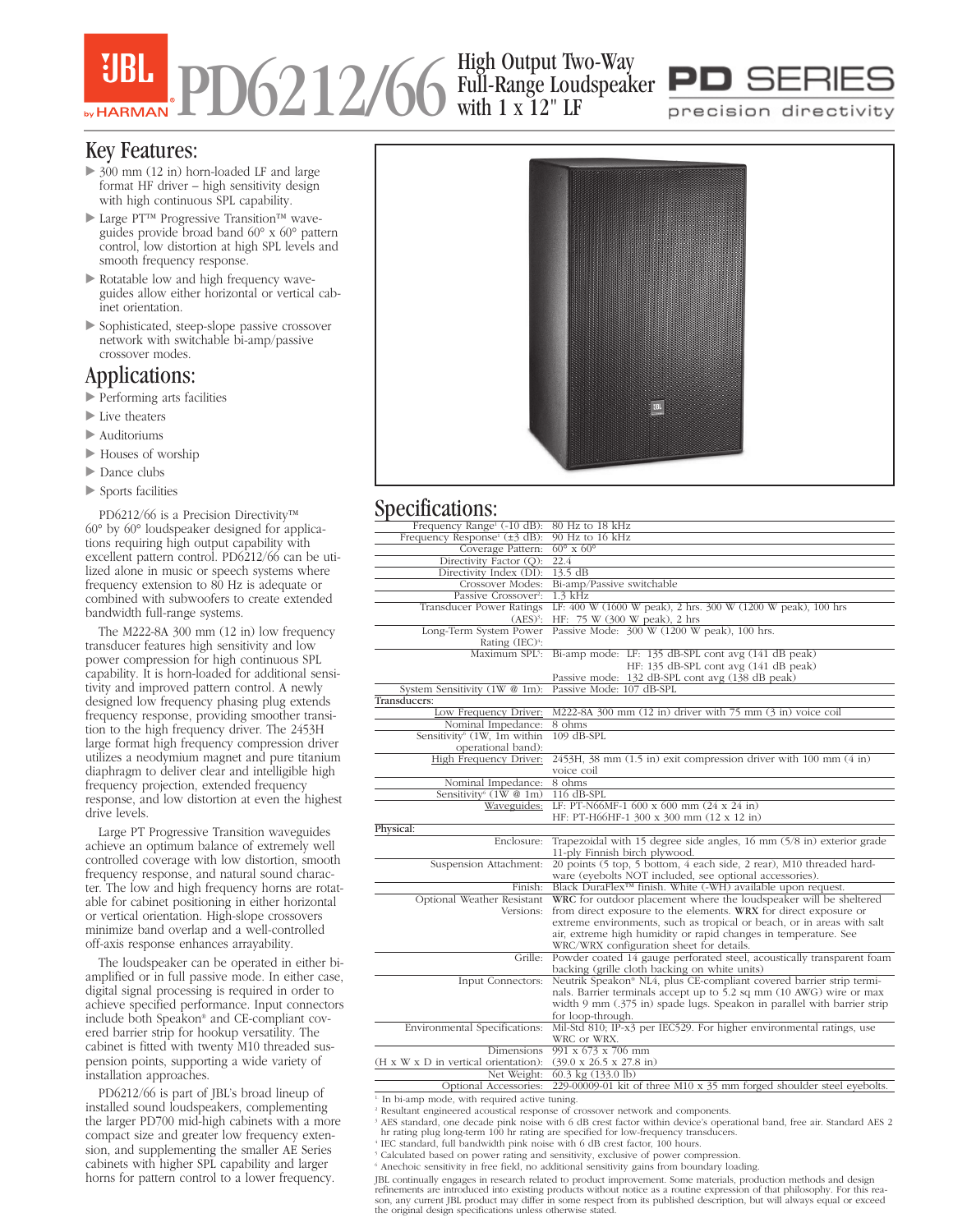# PD6212/66

## High Output Two-Way Full-Range Loudspeaker with 1 x 12" LF

**PD SERIES** precision directivity

## Key Features:

- 300 mm (12 in) horn-loaded LF and large format HF driver – high sensitivity design with high continuous SPL capability.
- Large PT™ Progressive Transition™ waveguides provide broad band 60° x 60° pattern control, low distortion at high SPL levels and smooth frequency response.
- Rotatable low and high frequency waveguides allow either horizontal or vertical cabinet orientation.
- Sophisticated, steep-slope passive crossover network with switchable bi-amp/passive crossover modes.

## Applications:

- Performing arts facilities
- Live theaters
- Auditoriums
- Houses of worship
- Dance clubs
- Sports facilities

PD6212/66 is a Precision Directivity™ 60° by 60° loudspeaker designed for applications requiring high output capability with excellent pattern control. PD6212/66 can be utilized alone in music or speech systems where frequency extension to 80 Hz is adequate or combined with subwoofers to create extended bandwidth full-range systems.

The M222-8A 300 mm (12 in) low frequency transducer features high sensitivity and low power compression for high continuous SPL capability. It is horn-loaded for additional sensitivity and improved pattern control. A newly designed low frequency phasing plug extends frequency response, providing smoother transition to the high frequency driver. The 2453H large format high frequency compression driver utilizes a neodymium magnet and pure titanium diaphragm to deliver clear and intelligible high frequency projection, extended frequency response, and low distortion at even the highest drive levels.

Large PT Progressive Transition waveguides achieve an optimum balance of extremely well controlled coverage with low distortion, smooth frequency response, and natural sound character. The low and high frequency horns are rotatable for cabinet positioning in either horizontal or vertical orientation. High-slope crossovers minimize band overlap and a well-controlled off-axis response enhances arrayability.

The loudspeaker can be operated in either bi-amplified or in full passive mode. In either case, digital signal processing is required in order to achieve specified performance. Input connectors include both Speakon® and CE-compliant covered barrier strip for hookup versatility. The cabinet is fitted with twenty M10 threaded suspension points, supporting a wide variety of installation approaches.

PD6212/66 is part of JBL's broad lineup of installed sound loudspeakers, complementing the larger PD700 mid-high cabinets with a more compact size and greater low frequency extension, and supplementing the smaller AE Series cabinets with higher SPL capability and larger horns for pattern control to a lower frequency.

## Specifications:

| | |
|---|---|
| Frequency Range[1] (-10 dB): | 80 Hz to 18 kHz |
| Frequency Response[1] (±3 dB): | 90 Hz to 16 kHz |
| Coverage Pattern: | 60° x 60° |
| Directivity Factor (Q): | 22.4 |
| Directivity Index (DI): | 13.5 dB |
| Crossover Modes: | Bi-amp/Passive switchable |
| Passive Crossover[2]: | 1.3 kHz |
| Transducer Power Ratings (AES)[3]: | LF: 400 W (1600 W peak), 2 hrs. 300 W (1200 W peak), 100 hrs<br>HF: 75 W (300 W peak), 2 hrs |
| Long-Term System Power Rating (IEC)[4]: | Passive Mode: 300 W (1200 W peak), 100 hrs. |
| Maximum SPL[5]: | Bi-amp mode: LF: 135 dB-SPL cont avg (141 dB peak)<br>HF: 135 dB-SPL cont avg (141 dB peak)<br>Passive mode: 132 dB-SPL cont avg (138 dB peak) |
| System Sensitivity (1W @ 1m): | Passive Mode: 107 dB-SPL |
| **Transducers:** | |
| Low Frequency Driver: | M222-8A 300 mm (12 in) driver with 75 mm (3 in) voice coil |
| Nominal Impedance: | 8 ohms |
| Sensitivity[6] (1W, 1m within operational band): | 109 dB-SPL |
| High Frequency Driver: | 2453H, 38 mm (1.5 in) exit compression driver with 100 mm (4 in) voice coil |
| Nominal Impedance: | 8 ohms |
| Sensitivity[6] (1W @ 1m) | 116 dB-SPL |
| Waveguides: | LF: PT-N66MF-1 600 x 600 mm (24 x 24 in)<br>HF: PT-H66HF-1 300 x 300 mm (12 x 12 in) |
| **Physical:** | |
| Enclosure: | Trapezoidal with 15 degree side angles, 16 mm (5/8 in) exterior grade 11-ply Finnish birch plywood. |
| Suspension Attachment: | 20 points (5 top, 5 bottom, 4 each side, 2 rear), M10 threaded hardware (eyebolts NOT included, see optional accessories). |
| Finish: | Black DuraFlex™ finish. White (-WH) available upon request. |
| Optional Weather Resistant Versions: | **WRC** for outdoor placement where the loudspeaker will be sheltered from direct exposure to the elements. **WRX** for direct exposure or extreme environments, such as tropical or beach, or in areas with salt air, extreme high humidity or rapid changes in temperature. See WRC/WRX configuration sheet for details. |
| Grille: | Powder coated 14 gauge perforated steel, acoustically transparent foam backing (grille cloth backing on white units) |
| Input Connectors: | Neutrik Speakon® NL4, plus CE-compliant covered barrier strip terminals. Barrier terminals accept up to 5.2 sq mm (10 AWG) wire or max width 9 mm (.375 in) spade lugs. Speakon in parallel with barrier strip for loop-through. |
| Environmental Specifications: | Mil-Std 810; IP-x3 per IEC529. For higher environmental ratings, use WRC or WRX. |
| Dimensions (H x W x D in vertical orientation): | 991 x 673 x 706 mm<br>(39.0 x 26.5 x 27.8 in) |
| Net Weight: | 60.3 kg (133.0 lb) |
| Optional Accessories: | 229-00009-01 kit of three M10 x 35 mm forged shoulder steel eyebolts. |

[1] In bi-amp mode, with required active tuning.
[2] Resultant engineered acoustical response of crossover network and components.
[3] AES standard, one decade pink noise with 6 dB crest factor within device's operational band, free air. Standard AES 2 hr rating plug long-term 100 hr rating are specified for low-frequency transducers.
[4] IEC standard, full bandwidth pink noise with 6 dB crest factor, 100 hours.
[5] Calculated based on power rating and sensitivity, exclusive of power compression.
[6] Anechoic sensitivity in free field, no additional sensitivity gains from boundary loading.

JBL continually engages in research related to product improvement. Some materials, production methods and design refinements are introduced into existing products without notice as a routine expression of that philosophy. For this reason, any current JBL product may differ in some respect from its published description, but will always equal or exceed the original design specifications unless otherwise stated.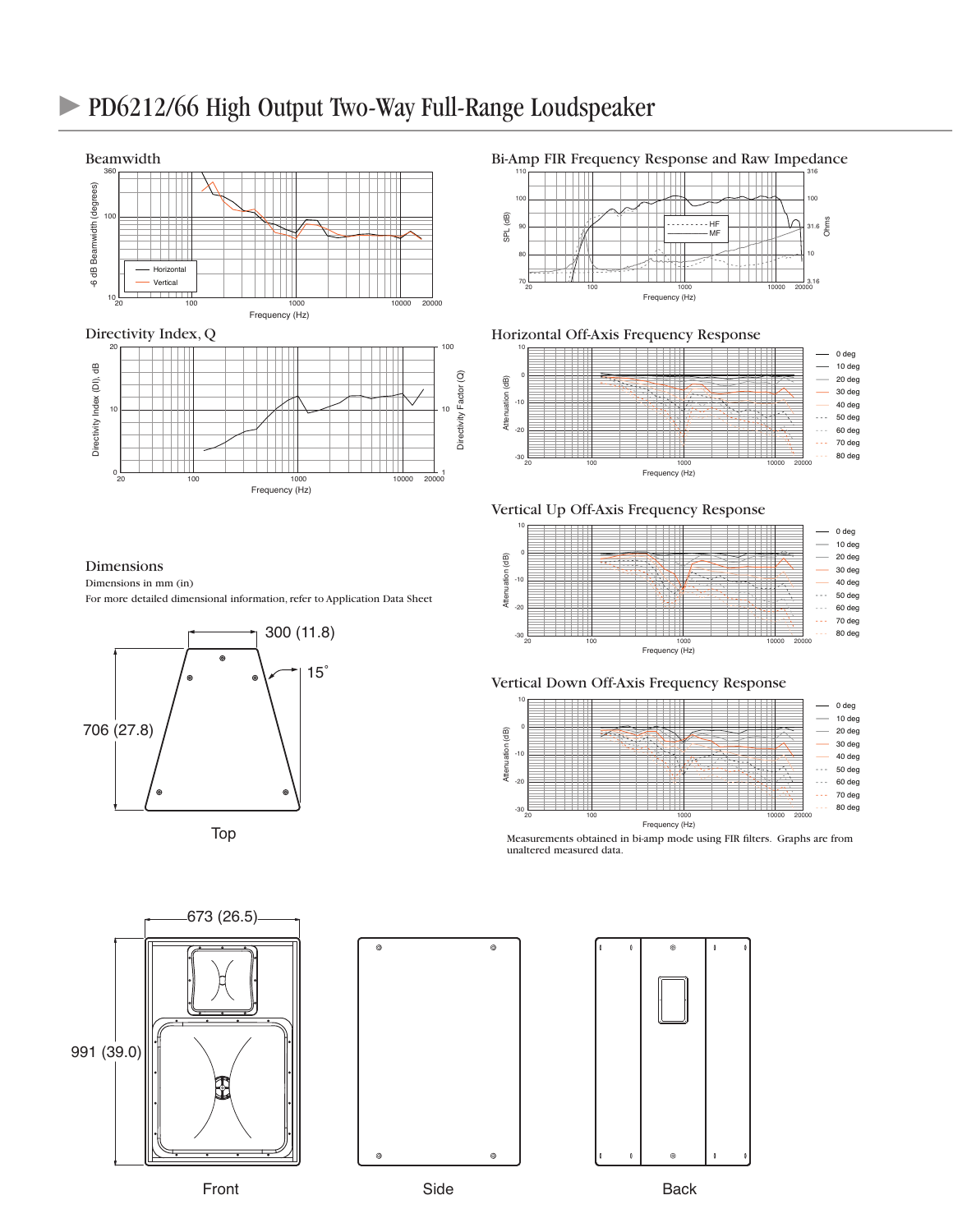# PD6212/66 High Output Two-Way Full-Range Loudspeaker

## Beamwidth

## Directivity Index, Q

## Bi-Amp FIR Frequency Response and Raw Impedance

## Horizontal Off-Axis Frequency Response

## Vertical Up Off-Axis Frequency Response

## Vertical Down Off-Axis Frequency Response

Measurements obtained in bi-amp mode using FIR filters. Graphs are from unaltered measured data.

## Dimensions

Dimensions in mm (in)

For more detailed dimensional information, refer to Application Data Sheet

Top: 300 (11.8), 15°, 706 (27.8)

Front: 673 (26.5), 991 (39.0)

Front | Side | Back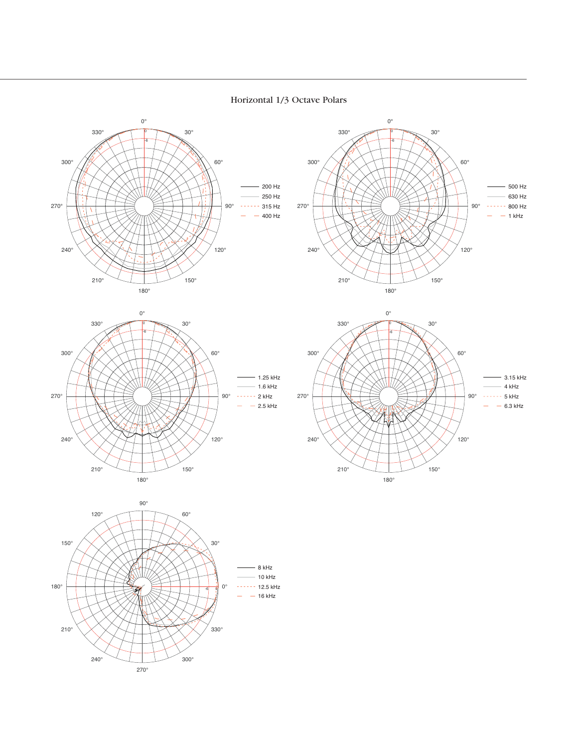# Horizontal 1/3 Octave Polars

- 200 Hz
- 250 Hz
- 315 Hz
- 400 Hz

- 500 Hz
- 630 Hz
- 800 Hz
- 1 kHz

- 1.25 kHz
- 1.6 kHz
- 2 kHz
- 2.5 kHz

- 3.15 kHz
- 4 kHz
- 5 kHz
- 6.3 kHz

- 8 kHz
- 10 kHz
- 12.5 kHz
- 16 kHz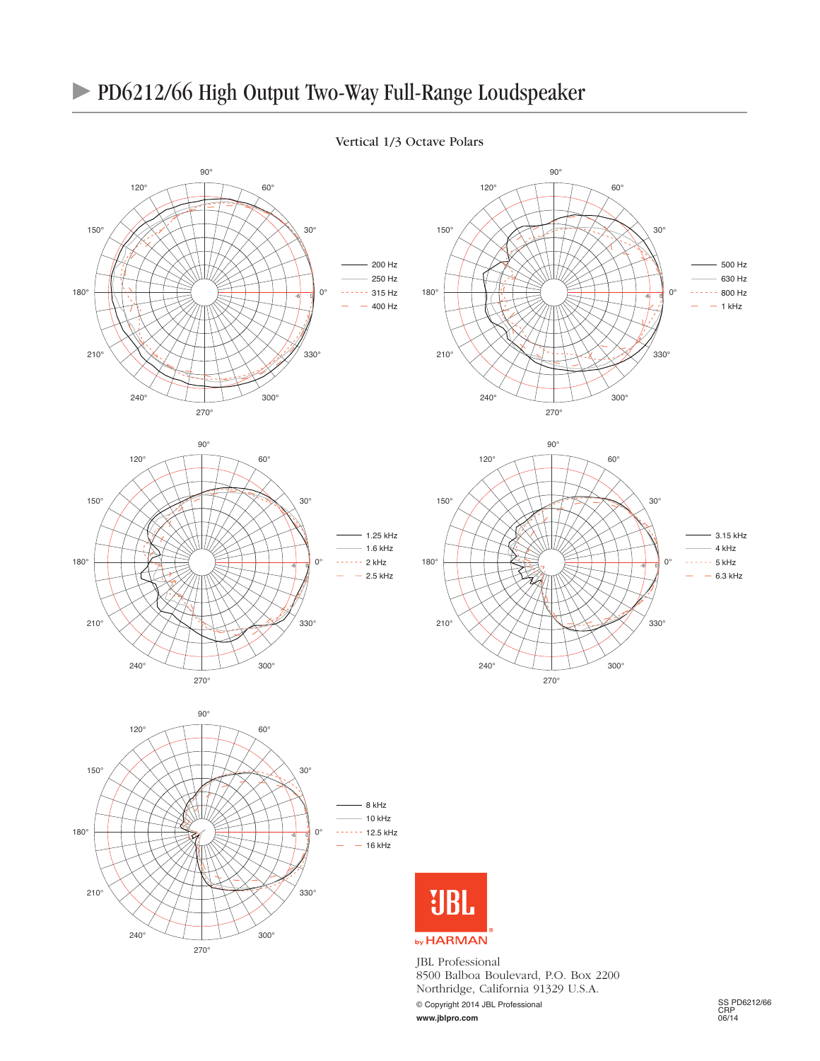# PD6212/66 High Output Two-Way Full-Range Loudspeaker

Vertical 1/3 Octave Polars

90°
120°
60°
150°
30°
180°
0°
210°
330°
240°
300°
270°
-6
0

200 Hz
250 Hz
315 Hz
400 Hz

500 Hz
630 Hz
800 Hz
1 kHz

1.25 kHz
1.6 kHz
2 kHz
2.5 kHz

3.15 kHz
4 kHz
5 kHz
6.3 kHz

8 kHz
10 kHz
12.5 kHz
16 kHz

JBL by HARMAN

JBL Professional
8500 Balboa Boulevard, P.O. Box 2200
Northridge, California 91329 U.S.A.

© Copyright 2014 JBL Professional

**www.jblpro.com**

SS PD6212/66
CRP
06/14